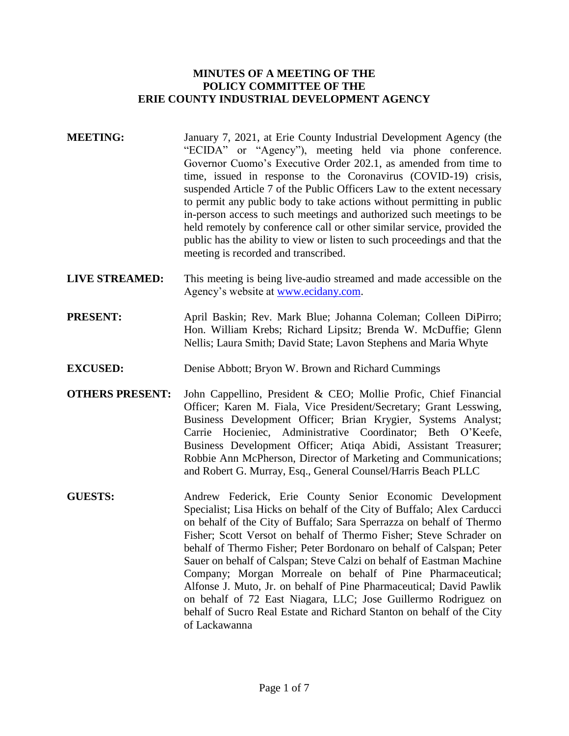# MINUTES OF A MEETING OF THE POLICY COMMITTEE OF THE ERIE COUNTY INDUSTRIAL DEVELOPMENT AGENCY

**MEETING:** January 7, 2021, at Erie County Industrial Development Agency (the "ECIDA" or "Agency"), meeting held via phone conference. Governor Cuomo's Executive Order 202.1, as amended from time to time, issued in response to the Coronavirus (COVID-19) crisis, suspended Article 7 of the Public Officers Law to the extent necessary to permit any public body to take actions without permitting in public in-person access to such meetings and authorized such meetings to be held remotely by conference call or other similar service, provided the public has the ability to view or listen to such proceedings and that the meeting is recorded and transcribed.

**LIVE STREAMED:** This meeting is being live-audio streamed and made accessible on the Agency's website at [www.ecidany.com](www.ecidany.com).

**PRESENT:** April Baskin; Rev. Mark Blue; Johanna Coleman; Colleen DiPirro; Hon. William Krebs; Richard Lipsitz; Brenda W. McDuffie; Glenn Nellis; Laura Smith; David State; Lavon Stephens and Maria Whyte

**EXCUSED:** Denise Abbott; Bryon W. Brown and Richard Cummings

**OTHERS PRESENT:** John Cappellino, President & CEO; Mollie Profic, Chief Financial Officer; Karen M. Fiala, Vice President/Secretary; Grant Lesswing, Business Development Officer; Brian Krygier, Systems Analyst; Carrie Hocieniec, Administrative Coordinator; Beth O'Keefe, Business Development Officer; Atiqa Abidi, Assistant Treasurer; Robbie Ann McPherson, Director of Marketing and Communications; and Robert G. Murray, Esq., General Counsel/Harris Beach PLLC

**GUESTS:** Andrew Federick, Erie County Senior Economic Development Specialist; Lisa Hicks on behalf of the City of Buffalo; Alex Carducci on behalf of the City of Buffalo; Sara Sperrazza on behalf of Thermo Fisher; Scott Versot on behalf of Thermo Fisher; Steve Schrader on behalf of Thermo Fisher; Peter Bordonaro on behalf of Calspan; Peter Sauer on behalf of Calspan; Steve Calzi on behalf of Eastman Machine Company; Morgan Morreale on behalf of Pine Pharmaceutical; Alfonse J. Muto, Jr. on behalf of Pine Pharmaceutical; David Pawlik on behalf of 72 East Niagara, LLC; Jose Guillermo Rodriguez on behalf of Sucro Real Estate and Richard Stanton on behalf of the City of Lackawanna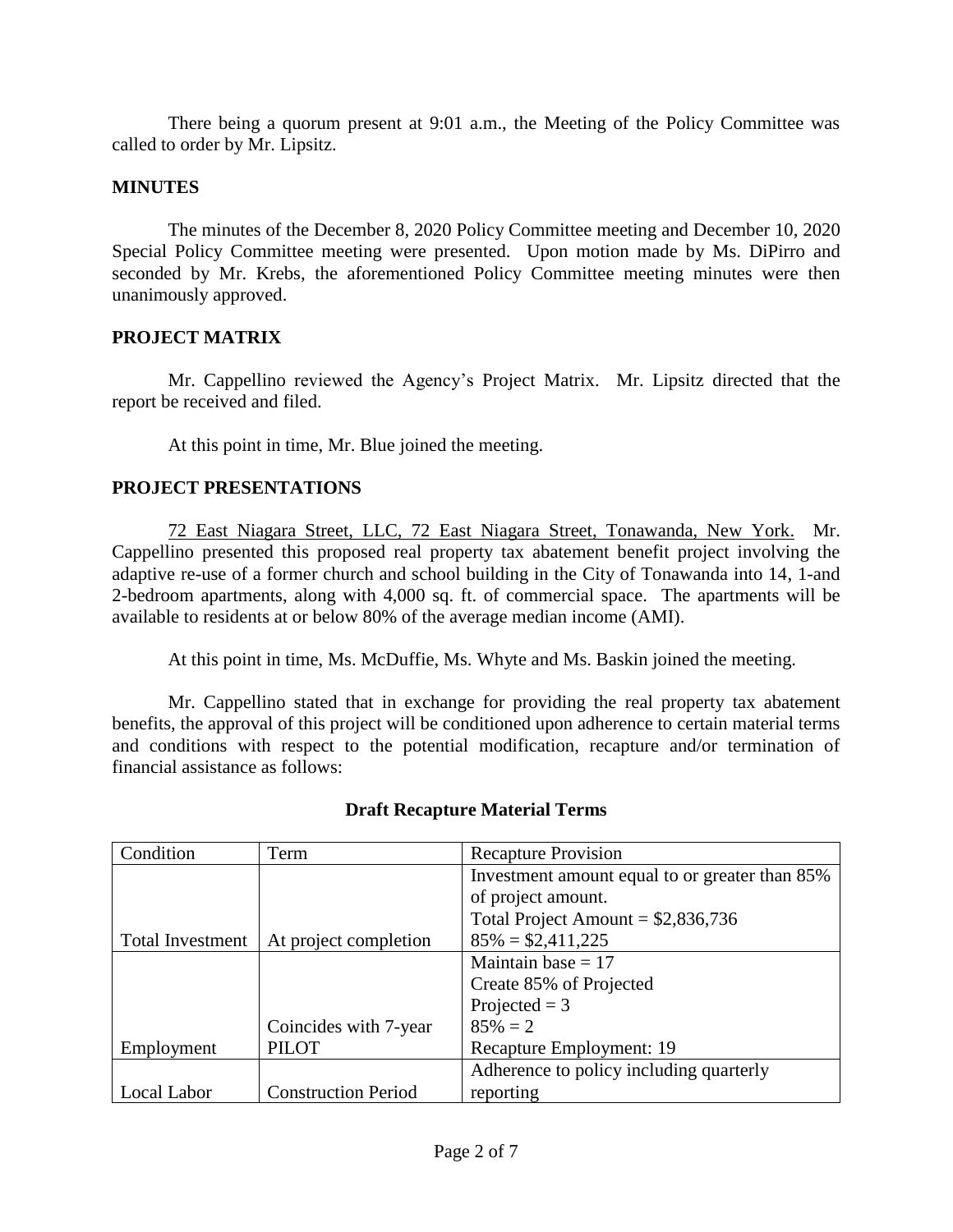There being a quorum present at 9:01 a.m., the Meeting of the Policy Committee was called to order by Mr. Lipsitz.

**MINUTES**

The minutes of the December 8, 2020 Policy Committee meeting and December 10, 2020 Special Policy Committee meeting were presented. Upon motion made by Ms. DiPirro and seconded by Mr. Krebs, the aforementioned Policy Committee meeting minutes were then unanimously approved.

**PROJECT MATRIX**

Mr. Cappellino reviewed the Agency's Project Matrix. Mr. Lipsitz directed that the report be received and filed.

At this point in time, Mr. Blue joined the meeting.

**PROJECT PRESENTATIONS**

72 East Niagara Street, LLC, 72 East Niagara Street, Tonawanda, New York. Mr. Cappellino presented this proposed real property tax abatement benefit project involving the adaptive re-use of a former church and school building in the City of Tonawanda into 14, 1-and 2-bedroom apartments, along with 4,000 sq. ft. of commercial space. The apartments will be available to residents at or below 80% of the average median income (AMI).

At this point in time, Ms. McDuffie, Ms. Whyte and Ms. Baskin joined the meeting.

Mr. Cappellino stated that in exchange for providing the real property tax abatement benefits, the approval of this project will be conditioned upon adherence to certain material terms and conditions with respect to the potential modification, recapture and/or termination of financial assistance as follows:

**Draft Recapture Material Terms**

| Condition | Term | Recapture Provision |
|---|---|---|
| Total Investment | At project completion | Investment amount equal to or greater than 85% of project amount.<br>Total Project Amount = $2,836,736<br>85% = $2,411,225 |
| Employment | Coincides with 7-year PILOT | Maintain base = 17<br>Create 85% of Projected<br>Projected = 3<br>85% = 2<br>Recapture Employment: 19 |
| Local Labor | Construction Period | Adherence to policy including quarterly reporting |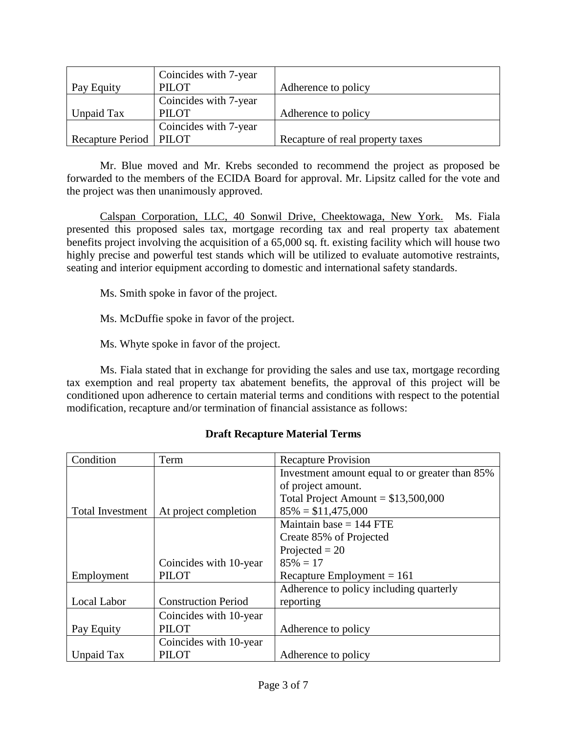| | | |
|---|---|---|
| Pay Equity | Coincides with 7-year PILOT | Adherence to policy |
| Unpaid Tax | Coincides with 7-year PILOT | Adherence to policy |
| Recapture Period | Coincides with 7-year PILOT | Recapture of real property taxes |

Mr. Blue moved and Mr. Krebs seconded to recommend the project as proposed be forwarded to the members of the ECIDA Board for approval. Mr. Lipsitz called for the vote and the project was then unanimously approved.

Calspan Corporation, LLC, 40 Sonwil Drive, Cheektowaga, New York. Ms. Fiala presented this proposed sales tax, mortgage recording tax and real property tax abatement benefits project involving the acquisition of a 65,000 sq. ft. existing facility which will house two highly precise and powerful test stands which will be utilized to evaluate automotive restraints, seating and interior equipment according to domestic and international safety standards.

Ms. Smith spoke in favor of the project.

Ms. McDuffie spoke in favor of the project.

Ms. Whyte spoke in favor of the project.

Ms. Fiala stated that in exchange for providing the sales and use tax, mortgage recording tax exemption and real property tax abatement benefits, the approval of this project will be conditioned upon adherence to certain material terms and conditions with respect to the potential modification, recapture and/or termination of financial assistance as follows:

**Draft Recapture Material Terms**

| Condition | Term | Recapture Provision |
|---|---|---|
| Total Investment | At project completion | Investment amount equal to or greater than 85% of project amount.<br>Total Project Amount = $13,500,000<br>85% = $11,475,000 |
| Employment | Coincides with 10-year PILOT | Maintain base = 144 FTE<br>Create 85% of Projected<br>Projected = 20<br>85% = 17<br>Recapture Employment = 161 |
| Local Labor | Construction Period | Adherence to policy including quarterly reporting |
| Pay Equity | Coincides with 10-year PILOT | Adherence to policy |
| Unpaid Tax | Coincides with 10-year PILOT | Adherence to policy |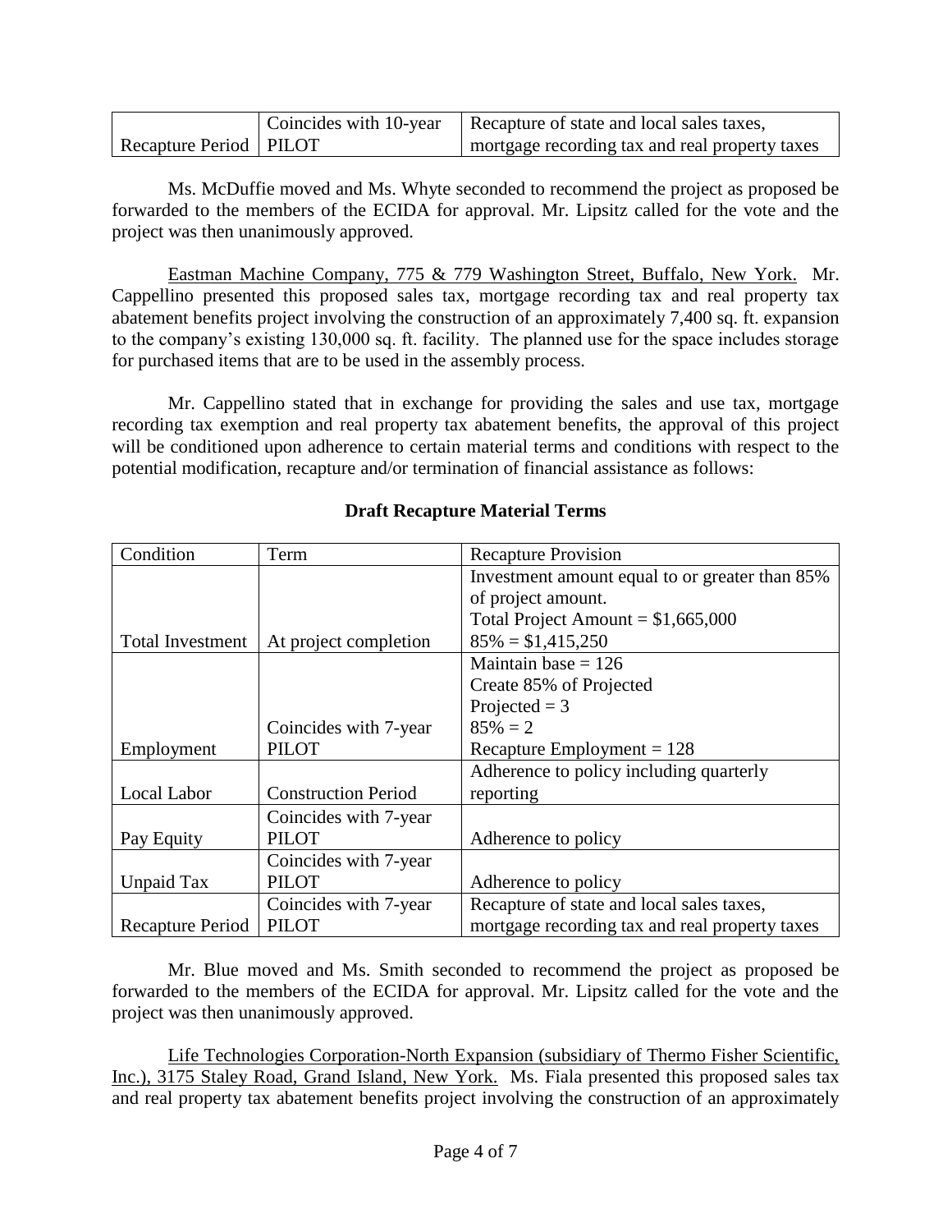| | | |
|---|---|---|
| Recapture Period | Coincides with 10-year PILOT | Recapture of state and local sales taxes, mortgage recording tax and real property taxes |

Ms. McDuffie moved and Ms. Whyte seconded to recommend the project as proposed be forwarded to the members of the ECIDA for approval. Mr. Lipsitz called for the vote and the project was then unanimously approved.

Eastman Machine Company, 775 & 779 Washington Street, Buffalo, New York. Mr. Cappellino presented this proposed sales tax, mortgage recording tax and real property tax abatement benefits project involving the construction of an approximately 7,400 sq. ft. expansion to the company's existing 130,000 sq. ft. facility. The planned use for the space includes storage for purchased items that are to be used in the assembly process.

Mr. Cappellino stated that in exchange for providing the sales and use tax, mortgage recording tax exemption and real property tax abatement benefits, the approval of this project will be conditioned upon adherence to certain material terms and conditions with respect to the potential modification, recapture and/or termination of financial assistance as follows:

**Draft Recapture Material Terms**

| Condition | Term | Recapture Provision |
|---|---|---|
| Total Investment | At project completion | Investment amount equal to or greater than 85% of project amount. Total Project Amount = $1,665,000 85% = $1,415,250 |
| Employment | Coincides with 7-year PILOT | Maintain base = 126 Create 85% of Projected Projected = 3 85% = 2 Recapture Employment = 128 |
| Local Labor | Construction Period | Adherence to policy including quarterly reporting |
| Pay Equity | Coincides with 7-year PILOT | Adherence to policy |
| Unpaid Tax | Coincides with 7-year PILOT | Adherence to policy |
| Recapture Period | Coincides with 7-year PILOT | Recapture of state and local sales taxes, mortgage recording tax and real property taxes |

Mr. Blue moved and Ms. Smith seconded to recommend the project as proposed be forwarded to the members of the ECIDA for approval. Mr. Lipsitz called for the vote and the project was then unanimously approved.

Life Technologies Corporation-North Expansion (subsidiary of Thermo Fisher Scientific, Inc.), 3175 Staley Road, Grand Island, New York. Ms. Fiala presented this proposed sales tax and real property tax abatement benefits project involving the construction of an approximately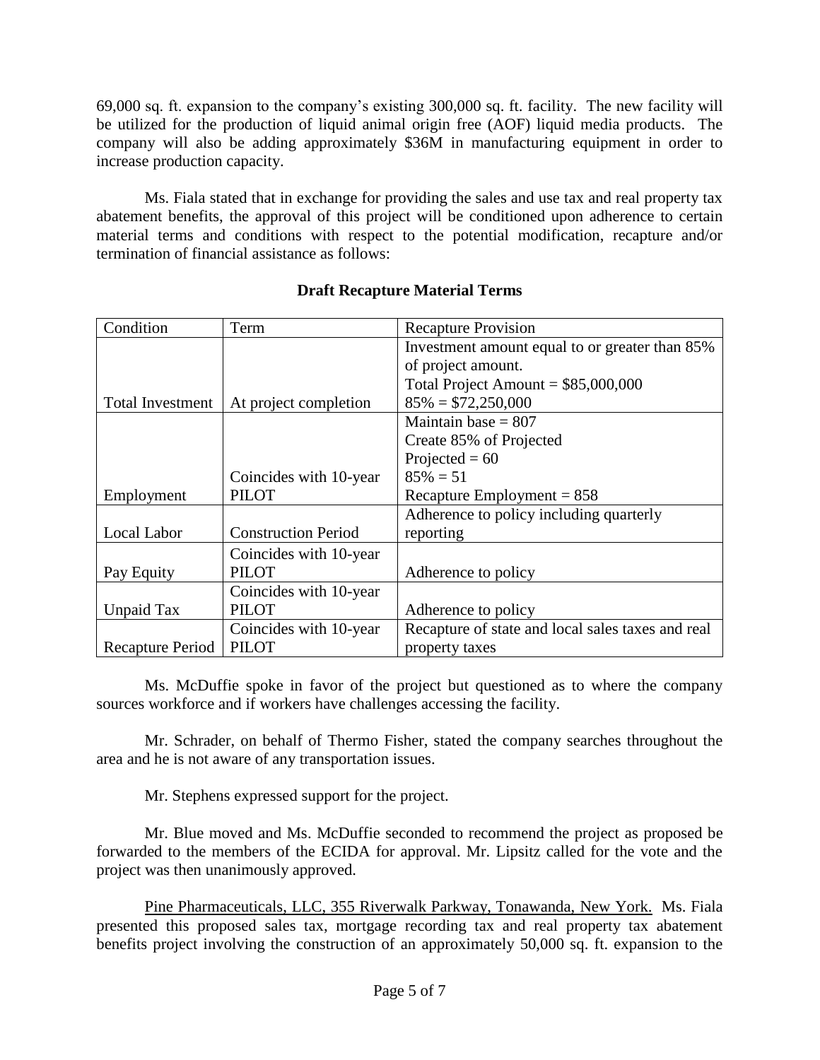69,000 sq. ft. expansion to the company's existing 300,000 sq. ft. facility. The new facility will be utilized for the production of liquid animal origin free (AOF) liquid media products. The company will also be adding approximately $36M in manufacturing equipment in order to increase production capacity.

Ms. Fiala stated that in exchange for providing the sales and use tax and real property tax abatement benefits, the approval of this project will be conditioned upon adherence to certain material terms and conditions with respect to the potential modification, recapture and/or termination of financial assistance as follows:

**Draft Recapture Material Terms**

| Condition | Term | Recapture Provision |
|---|---|---|
| Total Investment | At project completion | Investment amount equal to or greater than 85% of project amount. Total Project Amount = $85,000,000 85% = $72,250,000 |
| Employment | Coincides with 10-year PILOT | Maintain base = 807 Create 85% of Projected Projected = 60 85% = 51 Recapture Employment = 858 |
| Local Labor | Construction Period | Adherence to policy including quarterly reporting |
| Pay Equity | Coincides with 10-year PILOT | Adherence to policy |
| Unpaid Tax | Coincides with 10-year PILOT | Adherence to policy |
| Recapture Period | Coincides with 10-year PILOT | Recapture of state and local sales taxes and real property taxes |

Ms. McDuffie spoke in favor of the project but questioned as to where the company sources workforce and if workers have challenges accessing the facility.

Mr. Schrader, on behalf of Thermo Fisher, stated the company searches throughout the area and he is not aware of any transportation issues.

Mr. Stephens expressed support for the project.

Mr. Blue moved and Ms. McDuffie seconded to recommend the project as proposed be forwarded to the members of the ECIDA for approval. Mr. Lipsitz called for the vote and the project was then unanimously approved.

Pine Pharmaceuticals, LLC, 355 Riverwalk Parkway, Tonawanda, New York. Ms. Fiala presented this proposed sales tax, mortgage recording tax and real property tax abatement benefits project involving the construction of an approximately 50,000 sq. ft. expansion to the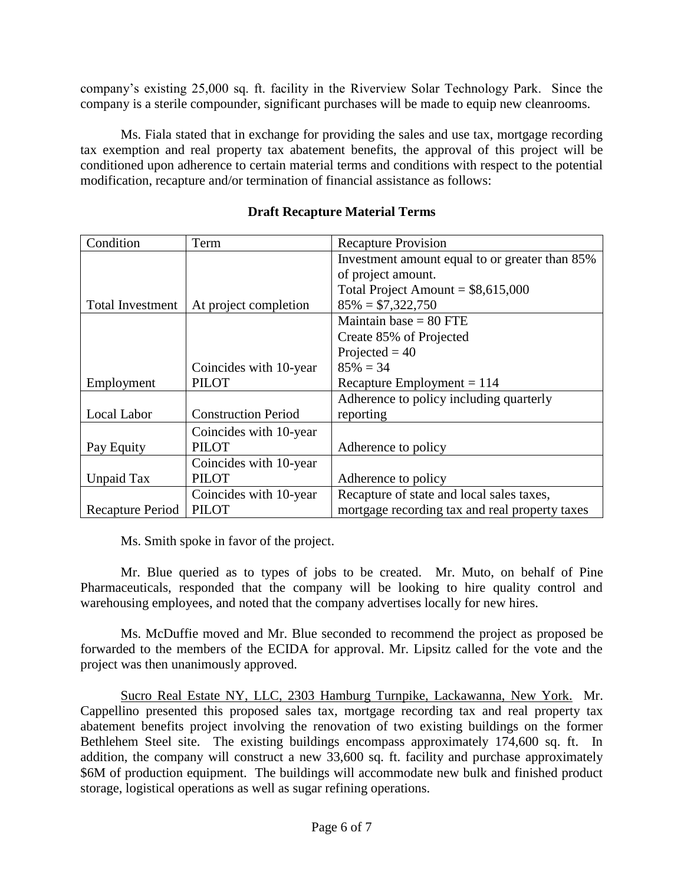company's existing 25,000 sq. ft. facility in the Riverview Solar Technology Park. Since the company is a sterile compounder, significant purchases will be made to equip new cleanrooms.

Ms. Fiala stated that in exchange for providing the sales and use tax, mortgage recording tax exemption and real property tax abatement benefits, the approval of this project will be conditioned upon adherence to certain material terms and conditions with respect to the potential modification, recapture and/or termination of financial assistance as follows:

**Draft Recapture Material Terms**

| Condition | Term | Recapture Provision |
|---|---|---|
| Total Investment | At project completion | Investment amount equal to or greater than 85% of project amount.<br>Total Project Amount = $8,615,000<br>85% = $7,322,750 |
| Employment | Coincides with 10-year PILOT | Maintain base = 80 FTE<br>Create 85% of Projected<br>Projected = 40<br>85% = 34<br>Recapture Employment = 114 |
| Local Labor | Construction Period | Adherence to policy including quarterly reporting |
| Pay Equity | Coincides with 10-year PILOT | Adherence to policy |
| Unpaid Tax | Coincides with 10-year PILOT | Adherence to policy |
| Recapture Period | Coincides with 10-year PILOT | Recapture of state and local sales taxes, mortgage recording tax and real property taxes |

Ms. Smith spoke in favor of the project.

Mr. Blue queried as to types of jobs to be created. Mr. Muto, on behalf of Pine Pharmaceuticals, responded that the company will be looking to hire quality control and warehousing employees, and noted that the company advertises locally for new hires.

Ms. McDuffie moved and Mr. Blue seconded to recommend the project as proposed be forwarded to the members of the ECIDA for approval. Mr. Lipsitz called for the vote and the project was then unanimously approved.

Sucro Real Estate NY, LLC, 2303 Hamburg Turnpike, Lackawanna, New York. Mr. Cappellino presented this proposed sales tax, mortgage recording tax and real property tax abatement benefits project involving the renovation of two existing buildings on the former Bethlehem Steel site. The existing buildings encompass approximately 174,600 sq. ft. In addition, the company will construct a new 33,600 sq. ft. facility and purchase approximately $6M of production equipment. The buildings will accommodate new bulk and finished product storage, logistical operations as well as sugar refining operations.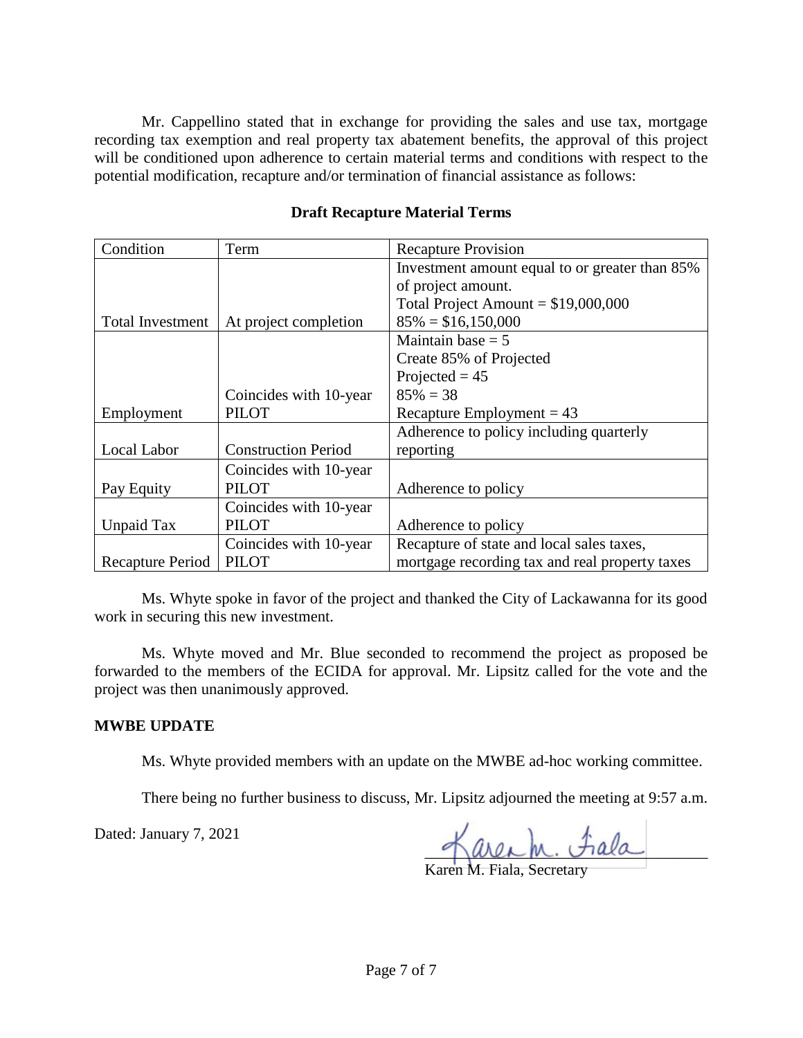Mr. Cappellino stated that in exchange for providing the sales and use tax, mortgage recording tax exemption and real property tax abatement benefits, the approval of this project will be conditioned upon adherence to certain material terms and conditions with respect to the potential modification, recapture and/or termination of financial assistance as follows:

**Draft Recapture Material Terms**

| Condition | Term | Recapture Provision |
|---|---|---|
| Total Investment | At project completion | Investment amount equal to or greater than 85% of project amount.<br>Total Project Amount = $19,000,000<br>85% = $16,150,000 |
| Employment | Coincides with 10-year PILOT | Maintain base = 5<br>Create 85% of Projected<br>Projected = 45<br>85% = 38<br>Recapture Employment = 43 |
| Local Labor | Construction Period | Adherence to policy including quarterly reporting |
| Pay Equity | Coincides with 10-year PILOT | Adherence to policy |
| Unpaid Tax | Coincides with 10-year PILOT | Adherence to policy |
| Recapture Period | Coincides with 10-year PILOT | Recapture of state and local sales taxes, mortgage recording tax and real property taxes |

Ms. Whyte spoke in favor of the project and thanked the City of Lackawanna for its good work in securing this new investment.

Ms. Whyte moved and Mr. Blue seconded to recommend the project as proposed be forwarded to the members of the ECIDA for approval. Mr. Lipsitz called for the vote and the project was then unanimously approved.

**MWBE UPDATE**

Ms. Whyte provided members with an update on the MWBE ad-hoc working committee.

There being no further business to discuss, Mr. Lipsitz adjourned the meeting at 9:57 a.m.

Dated: January 7, 2021

Karen M. Fiala, Secretary